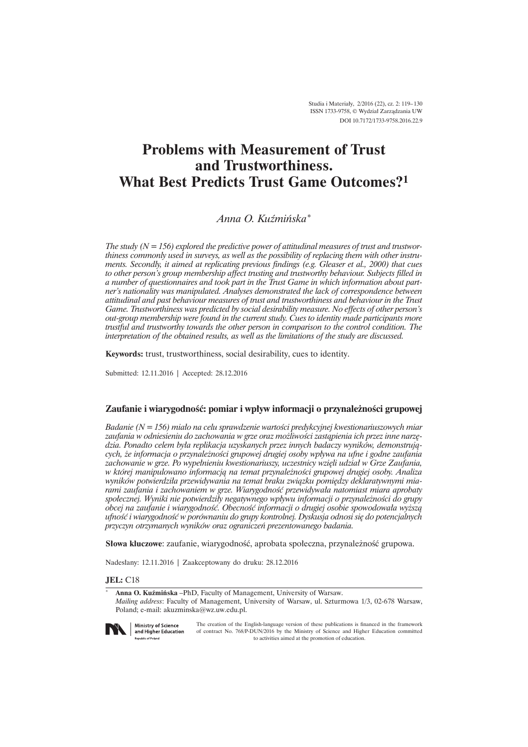Studia i Materiały, 2/2016 (22), cz. 2: 119–130
ISSN 1733-9758, © Wydział Zarządzania UW
DOI 10.7172/1733-9758.2016.22.9

# Problems with Measurement of Trust and Trustworthiness. What Best Predicts Trust Game Outcomes?[1]

*Anna O. Kuźmińska*[*]

*The study (N = 156) explored the predictive power of attitudinal measures of trust and trustworthiness commonly used in surveys, as well as the possibility of replacing them with other instruments. Secondly, it aimed at replicating previous findings (e.g. Gleaser et al., 2000) that cues to other person's group membership affect trusting and trustworthy behaviour. Subjects filled in a number of questionnaires and took part in the Trust Game in which information about partner's nationality was manipulated. Analyses demonstrated the lack of correspondence between attitudinal and past behaviour measures of trust and trustworthiness and behaviour in the Trust Game. Trustworthiness was predicted by social desirability measure. No effects of other person's out-group membership were found in the current study. Cues to identity made participants more trustful and trustworthy towards the other person in comparison to the control condition. The interpretation of the obtained results, as well as the limitations of the study are discussed.*

**Keywords:** trust, trustworthiness, social desirability, cues to identity.

Submitted: 12.11.2016 | Accepted: 28.12.2016

## Zaufanie i wiarygodność: pomiar i wpływ informacji o przynależności grupowej

*Badanie (N = 156) miało na celu sprawdzenie wartości predykcyjnej kwestionariuszowych miar zaufania w odniesieniu do zachowania w grze oraz możliwości zastąpienia ich przez inne narzędzia. Ponadto celem była replikacja uzyskanych przez innych badaczy wyników, demonstrujących, że informacja o przynależności grupowej drugiej osoby wpływa na ufne i godne zaufania zachowanie w grze. Po wypełnieniu kwestionariuszy, uczestnicy wzięli udział w Grze Zaufania, w której manipulowano informacją na temat przynależności grupowej drugiej osoby. Analiza wyników potwierdziła przewidywania na temat braku związku pomiędzy deklaratywnymi miarami zaufania i zachowaniem w grze. Wiarygodność przewidywała natomiast miara aprobaty społecznej. Wyniki nie potwierdziły negatywnego wpływu informacji o przynależności do grupy obcej na zaufanie i wiarygodność. Obecność informacji o drugiej osobie spowodowała wyższą ufność i wiarygodność w porównaniu do grupy kontrolnej. Dyskusja odnosi się do potencjalnych przyczyn otrzymanych wyników oraz ograniczeń prezentowanego badania.*

**Słowa kluczowe**: zaufanie, wiarygodność, aprobata społeczna, przynależność grupowa.

Nadesłany: 12.11.2016 | Zaakceptowany do druku: 28.12.2016

**JEL:** C18

[*] **Anna O. Kuźmińska** –PhD, Faculty of Management, University of Warsaw.
*Mailing address*: Faculty of Management, University of Warsaw, ul. Szturmowa 1/3, 02-678 Warsaw, Poland; e-mail: akuzminska@wz.uw.edu.pl.

Ministry of Science and Higher Education Republic of Poland

The creation of the English-language version of these publications is financed in the framework of contract No. 768/P-DUN/2016 by the Ministry of Science and Higher Education committed to activities aimed at the promotion of education.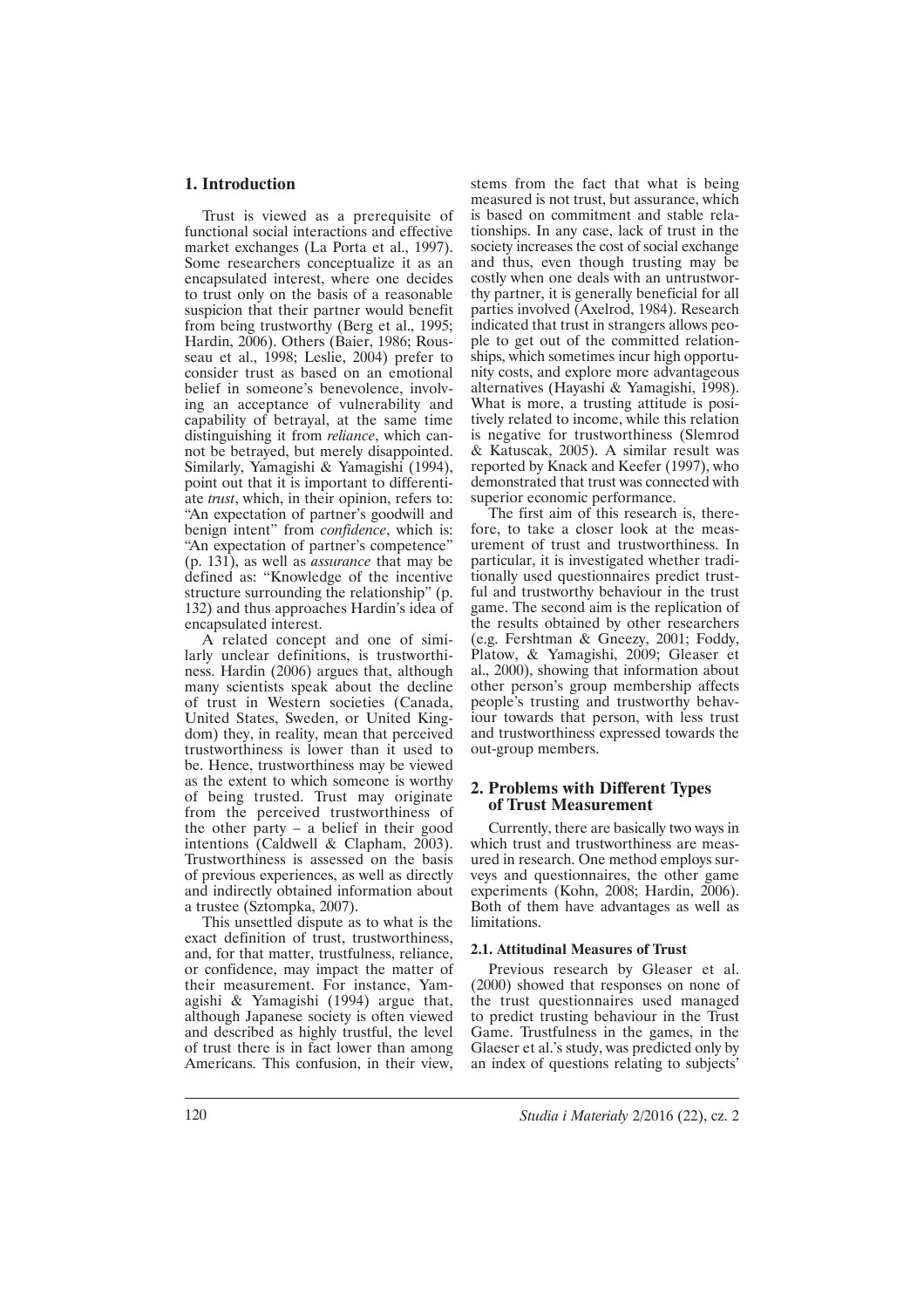## 1. Introduction

Trust is viewed as a prerequisite of functional social interactions and effective market exchanges (La Porta et al., 1997). Some researchers conceptualize it as an encapsulated interest, where one decides to trust only on the basis of a reasonable suspicion that their partner would benefit from being trustworthy (Berg et al., 1995; Hardin, 2006). Others (Baier, 1986; Rousseau et al., 1998; Leslie, 2004) prefer to consider trust as based on an emotional belief in someone's benevolence, involving an acceptance of vulnerability and capability of betrayal, at the same time distinguishing it from *reliance*, which cannot be betrayed, but merely disappointed. Similarly, Yamagishi & Yamagishi (1994), point out that it is important to differentiate *trust*, which, in their opinion, refers to: "An expectation of partner's goodwill and benign intent" from *confidence*, which is: "An expectation of partner's competence" (p. 131), as well as *assurance* that may be defined as: "Knowledge of the incentive structure surrounding the relationship" (p. 132) and thus approaches Hardin's idea of encapsulated interest.

A related concept and one of similarly unclear definitions, is trustworthiness. Hardin (2006) argues that, although many scientists speak about the decline of trust in Western societies (Canada, United States, Sweden, or United Kingdom) they, in reality, mean that perceived trustworthiness is lower than it used to be. Hence, trustworthiness may be viewed as the extent to which someone is worthy of being trusted. Trust may originate from the perceived trustworthiness of the other party – a belief in their good intentions (Caldwell & Clapham, 2003). Trustworthiness is assessed on the basis of previous experiences, as well as directly and indirectly obtained information about a trustee (Sztompka, 2007).

This unsettled dispute as to what is the exact definition of trust, trustworthiness, and, for that matter, trustfulness, reliance, or confidence, may impact the matter of their measurement. For instance, Yamagishi & Yamagishi (1994) argue that, although Japanese society is often viewed and described as highly trustful, the level of trust there is in fact lower than among Americans. This confusion, in their view, stems from the fact that what is being measured is not trust, but assurance, which is based on commitment and stable relationships. In any case, lack of trust in the society increases the cost of social exchange and thus, even though trusting may be costly when one deals with an untrustworthy partner, it is generally beneficial for all parties involved (Axelrod, 1984). Research indicated that trust in strangers allows people to get out of the committed relationships, which sometimes incur high opportunity costs, and explore more advantageous alternatives (Hayashi & Yamagishi, 1998). What is more, a trusting attitude is positively related to income, while this relation is negative for trustworthiness (Slemrod & Katuscak, 2005). A similar result was reported by Knack and Keefer (1997), who demonstrated that trust was connected with superior economic performance.

The first aim of this research is, therefore, to take a closer look at the measurement of trust and trustworthiness. In particular, it is investigated whether traditionally used questionnaires predict trustful and trustworthy behaviour in the trust game. The second aim is the replication of the results obtained by other researchers (e.g. Fershtman & Gneezy, 2001; Foddy, Platow, & Yamagishi, 2009; Gleaser et al., 2000), showing that information about other person's group membership affects people's trusting and trustworthy behaviour towards that person, with less trust and trustworthiness expressed towards the out-group members.

## 2. Problems with Different Types of Trust Measurement

Currently, there are basically two ways in which trust and trustworthiness are measured in research. One method employs surveys and questionnaires, the other game experiments (Kohn, 2008; Hardin, 2006). Both of them have advantages as well as limitations.

### 2.1. Attitudinal Measures of Trust

Previous research by Gleaser et al. (2000) showed that responses on none of the trust questionnaires used managed to predict trusting behaviour in the Trust Game. Trustfulness in the games, in the Glaeser et al.'s study, was predicted only by an index of questions relating to subjects'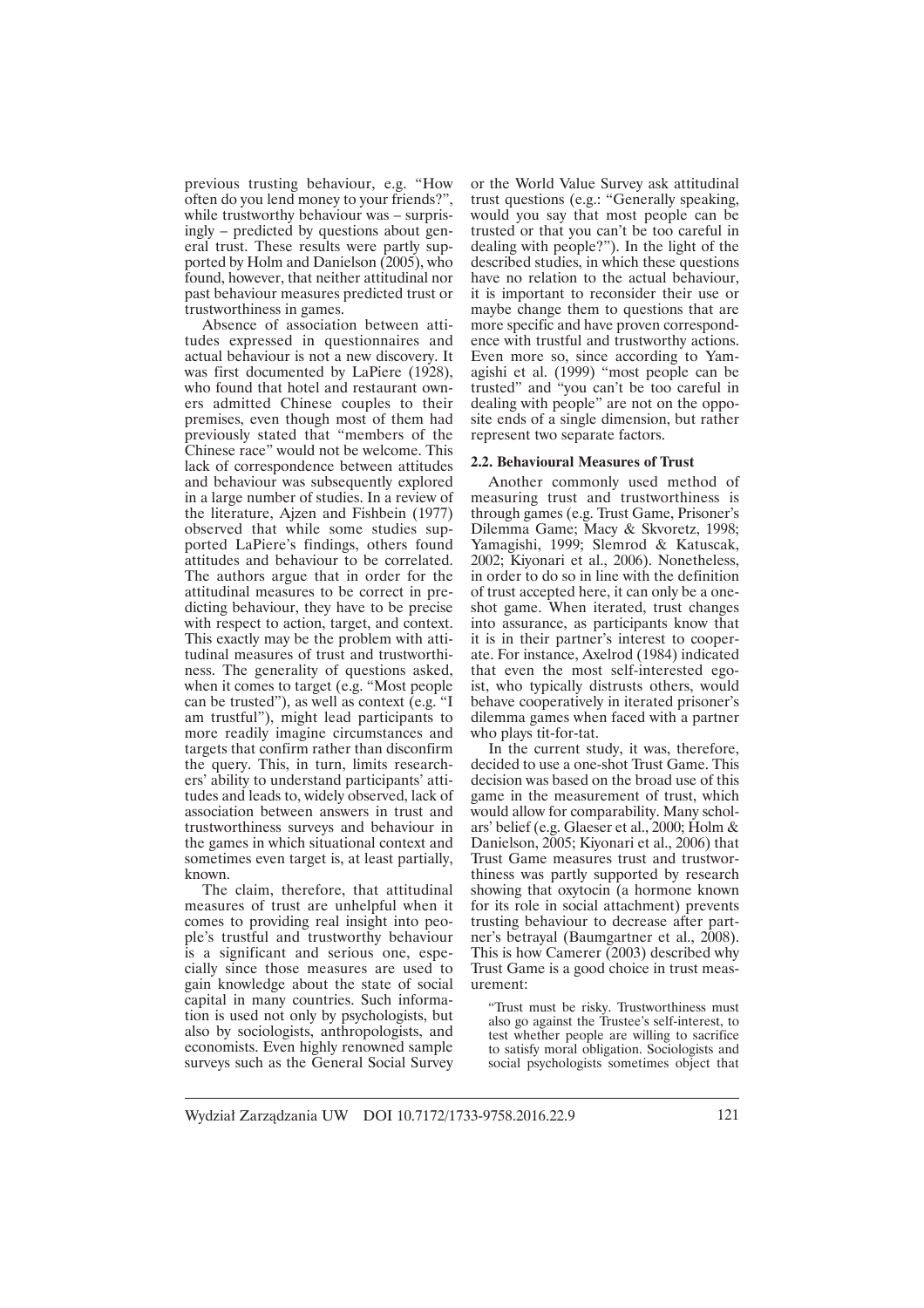previous trusting behaviour, e.g. "How often do you lend money to your friends?", while trustworthy behaviour was – surprisingly – predicted by questions about general trust. These results were partly supported by Holm and Danielson (2005), who found, however, that neither attitudinal nor past behaviour measures predicted trust or trustworthiness in games.

Absence of association between attitudes expressed in questionnaires and actual behaviour is not a new discovery. It was first documented by LaPiere (1928), who found that hotel and restaurant owners admitted Chinese couples to their premises, even though most of them had previously stated that "members of the Chinese race" would not be welcome. This lack of correspondence between attitudes and behaviour was subsequently explored in a large number of studies. In a review of the literature, Ajzen and Fishbein (1977) observed that while some studies supported LaPiere's findings, others found attitudes and behaviour to be correlated. The authors argue that in order for the attitudinal measures to be correct in predicting behaviour, they have to be precise with respect to action, target, and context. This exactly may be the problem with attitudinal measures of trust and trustworthiness. The generality of questions asked, when it comes to target (e.g. "Most people can be trusted"), as well as context (e.g. "I am trustful"), might lead participants to more readily imagine circumstances and targets that confirm rather than disconfirm the query. This, in turn, limits researchers' ability to understand participants' attitudes and leads to, widely observed, lack of association between answers in trust and trustworthiness surveys and behaviour in the games in which situational context and sometimes even target is, at least partially, known.

The claim, therefore, that attitudinal measures of trust are unhelpful when it comes to providing real insight into people's trustful and trustworthy behaviour is a significant and serious one, especially since those measures are used to gain knowledge about the state of social capital in many countries. Such information is used not only by psychologists, but also by sociologists, anthropologists, and economists. Even highly renowned sample surveys such as the General Social Survey or the World Value Survey ask attitudinal trust questions (e.g.: "Generally speaking, would you say that most people can be trusted or that you can't be too careful in dealing with people?"). In the light of the described studies, in which these questions have no relation to the actual behaviour, it is important to reconsider their use or maybe change them to questions that are more specific and have proven correspondence with trustful and trustworthy actions. Even more so, since according to Yamagishi et al. (1999) "most people can be trusted" and "you can't be too careful in dealing with people" are not on the opposite ends of a single dimension, but rather represent two separate factors.

### 2.2. Behavioural Measures of Trust

Another commonly used method of measuring trust and trustworthiness is through games (e.g. Trust Game, Prisoner's Dilemma Game; Macy & Skvoretz, 1998; Yamagishi, 1999; Slemrod & Katuscak, 2002; Kiyonari et al., 2006). Nonetheless, in order to do so in line with the definition of trust accepted here, it can only be a one-shot game. When iterated, trust changes into assurance, as participants know that it is in their partner's interest to cooperate. For instance, Axelrod (1984) indicated that even the most self-interested egoist, who typically distrusts others, would behave cooperatively in iterated prisoner's dilemma games when faced with a partner who plays tit-for-tat.

In the current study, it was, therefore, decided to use a one-shot Trust Game. This decision was based on the broad use of this game in the measurement of trust, which would allow for comparability. Many scholars' belief (e.g. Glaeser et al., 2000; Holm & Danielson, 2005; Kiyonari et al., 2006) that Trust Game measures trust and trustworthiness was partly supported by research showing that oxytocin (a hormone known for its role in social attachment) prevents trusting behaviour to decrease after partner's betrayal (Baumgartner et al., 2008). This is how Camerer (2003) described why Trust Game is a good choice in trust measurement:

> "Trust must be risky. Trustworthiness must also go against the Trustee's self-interest, to test whether people are willing to sacrifice to satisfy moral obligation. Sociologists and social psychologists sometimes object that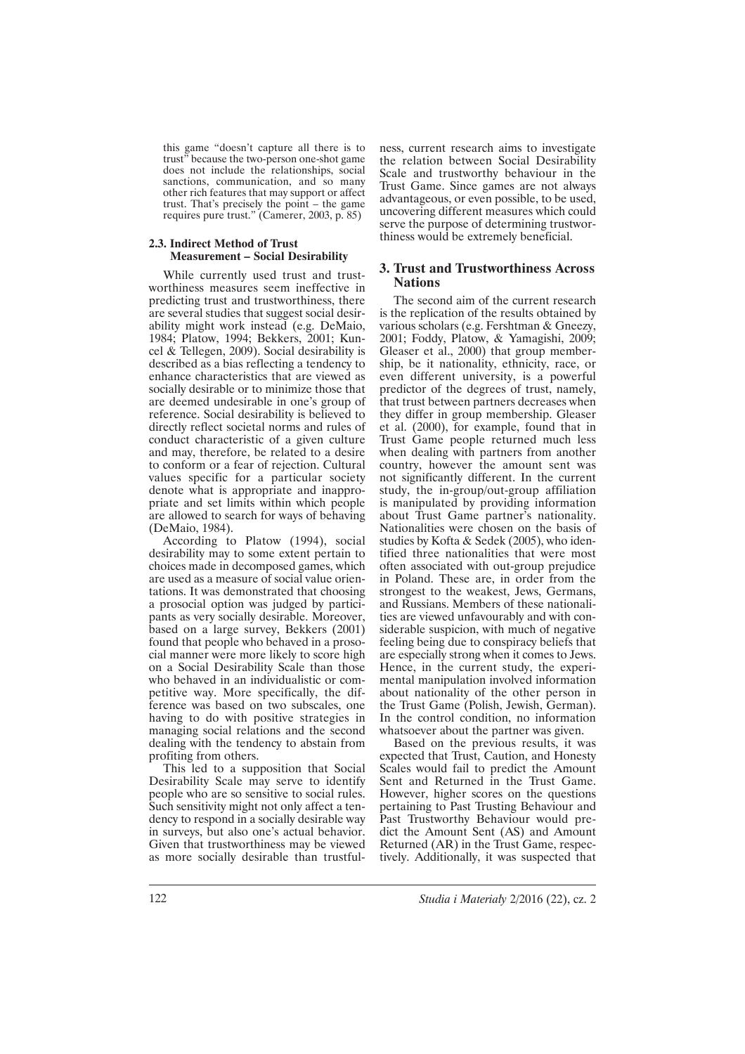this game "doesn't capture all there is to trust" because the two-person one-shot game does not include the relationships, social sanctions, communication, and so many other rich features that may support or affect trust. That's precisely the point – the game requires pure trust." (Camerer, 2003, p. 85)

### 2.3. Indirect Method of Trust Measurement – Social Desirability

While currently used trust and trustworthiness measures seem ineffective in predicting trust and trustworthiness, there are several studies that suggest social desirability might work instead (e.g. DeMaio, 1984; Platow, 1994; Bekkers, 2001; Kuncel & Tellegen, 2009). Social desirability is described as a bias reflecting a tendency to enhance characteristics that are viewed as socially desirable or to minimize those that are deemed undesirable in one's group of reference. Social desirability is believed to directly reflect societal norms and rules of conduct characteristic of a given culture and may, therefore, be related to a desire to conform or a fear of rejection. Cultural values specific for a particular society denote what is appropriate and inappropriate and set limits within which people are allowed to search for ways of behaving (DeMaio, 1984).

According to Platow (1994), social desirability may to some extent pertain to choices made in decomposed games, which are used as a measure of social value orientations. It was demonstrated that choosing a prosocial option was judged by participants as very socially desirable. Moreover, based on a large survey, Bekkers (2001) found that people who behaved in a prosocial manner were more likely to score high on a Social Desirability Scale than those who behaved in an individualistic or competitive way. More specifically, the difference was based on two subscales, one having to do with positive strategies in managing social relations and the second dealing with the tendency to abstain from profiting from others.

This led to a supposition that Social Desirability Scale may serve to identify people who are so sensitive to social rules. Such sensitivity might not only affect a tendency to respond in a socially desirable way in surveys, but also one's actual behavior. Given that trustworthiness may be viewed as more socially desirable than trustfulness, current research aims to investigate the relation between Social Desirability Scale and trustworthy behaviour in the Trust Game. Since games are not always advantageous, or even possible, to be used, uncovering different measures which could serve the purpose of determining trustworthiness would be extremely beneficial.

## 3. Trust and Trustworthiness Across Nations

The second aim of the current research is the replication of the results obtained by various scholars (e.g. Fershtman & Gneezy, 2001; Foddy, Platow, & Yamagishi, 2009; Gleaser et al., 2000) that group membership, be it nationality, ethnicity, race, or even different university, is a powerful predictor of the degrees of trust, namely, that trust between partners decreases when they differ in group membership. Gleaser et al. (2000), for example, found that in Trust Game people returned much less when dealing with partners from another country, however the amount sent was not significantly different. In the current study, the in-group/out-group affiliation is manipulated by providing information about Trust Game partner's nationality. Nationalities were chosen on the basis of studies by Kofta & Sedek (2005), who identified three nationalities that were most often associated with out-group prejudice in Poland. These are, in order from the strongest to the weakest, Jews, Germans, and Russians. Members of these nationalities are viewed unfavourably and with considerable suspicion, with much of negative feeling being due to conspiracy beliefs that are especially strong when it comes to Jews. Hence, in the current study, the experimental manipulation involved information about nationality of the other person in the Trust Game (Polish, Jewish, German). In the control condition, no information whatsoever about the partner was given.

Based on the previous results, it was expected that Trust, Caution, and Honesty Scales would fail to predict the Amount Sent and Returned in the Trust Game. However, higher scores on the questions pertaining to Past Trusting Behaviour and Past Trustworthy Behaviour would predict the Amount Sent (AS) and Amount Returned (AR) in the Trust Game, respectively. Additionally, it was suspected that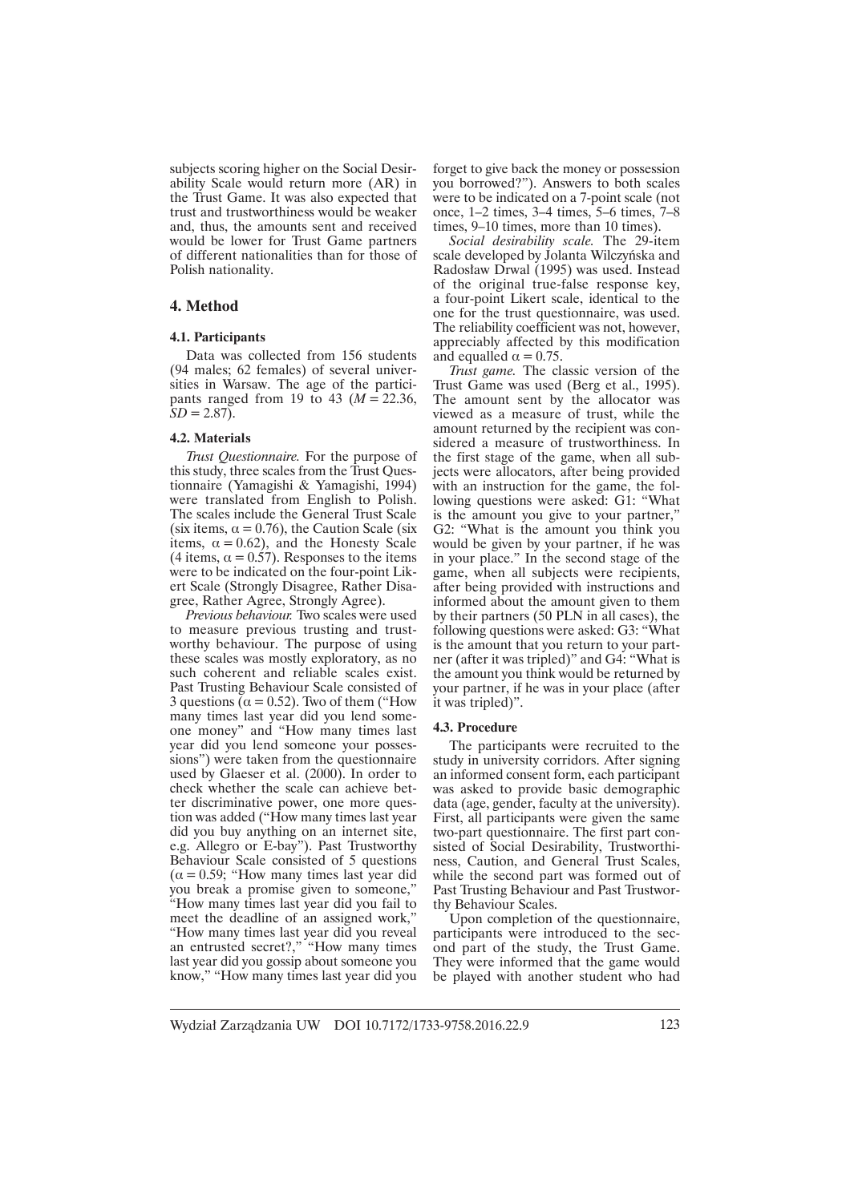subjects scoring higher on the Social Desirability Scale would return more (AR) in the Trust Game. It was also expected that trust and trustworthiness would be weaker and, thus, the amounts sent and received would be lower for Trust Game partners of different nationalities than for those of Polish nationality.

## 4. Method

### 4.1. Participants

Data was collected from 156 students (94 males; 62 females) of several universities in Warsaw. The age of the participants ranged from 19 to 43 ($M = 22.36$, $SD = 2.87$).

### 4.2. Materials

*Trust Questionnaire.* For the purpose of this study, three scales from the Trust Questionnaire (Yamagishi & Yamagishi, 1994) were translated from English to Polish. The scales include the General Trust Scale (six items, $\alpha = 0.76$), the Caution Scale (six items, $\alpha = 0.62$), and the Honesty Scale (4 items, $\alpha = 0.57$). Responses to the items were to be indicated on the four-point Likert Scale (Strongly Disagree, Rather Disagree, Rather Agree, Strongly Agree).

*Previous behaviour.* Two scales were used to measure previous trusting and trustworthy behaviour. The purpose of using these scales was mostly exploratory, as no such coherent and reliable scales exist. Past Trusting Behaviour Scale consisted of 3 questions ($\alpha = 0.52$). Two of them ("How many times last year did you lend someone money" and "How many times last year did you lend someone your possessions") were taken from the questionnaire used by Glaeser et al. (2000). In order to check whether the scale can achieve better discriminative power, one more question was added ("How many times last year did you buy anything on an internet site, e.g. Allegro or E-bay"). Past Trustworthy Behaviour Scale consisted of 5 questions ($\alpha = 0.59$; "How many times last year did you break a promise given to someone," "How many times last year did you fail to meet the deadline of an assigned work," "How many times last year did you reveal an entrusted secret?," "How many times last year did you gossip about someone you know," "How many times last year did you forget to give back the money or possession you borrowed?"). Answers to both scales were to be indicated on a 7-point scale (not once, 1–2 times, 3–4 times, 5–6 times, 7–8 times, 9–10 times, more than 10 times).

*Social desirability scale.* The 29-item scale developed by Jolanta Wilczyńska and Radosław Drwal (1995) was used. Instead of the original true-false response key, a four-point Likert scale, identical to the one for the trust questionnaire, was used. The reliability coefficient was not, however, appreciably affected by this modification and equalled $\alpha = 0.75$.

*Trust game.* The classic version of the Trust Game was used (Berg et al., 1995). The amount sent by the allocator was viewed as a measure of trust, while the amount returned by the recipient was considered a measure of trustworthiness. In the first stage of the game, when all subjects were allocators, after being provided with an instruction for the game, the following questions were asked: G1: "What is the amount you give to your partner," G2: "What is the amount you think you would be given by your partner, if he was in your place." In the second stage of the game, when all subjects were recipients, after being provided with instructions and informed about the amount given to them by their partners (50 PLN in all cases), the following questions were asked: G3: "What is the amount that you return to your partner (after it was tripled)" and G4: "What is the amount you think would be returned by your partner, if he was in your place (after it was tripled)".

### 4.3. Procedure

The participants were recruited to the study in university corridors. After signing an informed consent form, each participant was asked to provide basic demographic data (age, gender, faculty at the university). First, all participants were given the same two-part questionnaire. The first part consisted of Social Desirability, Trustworthiness, Caution, and General Trust Scales, while the second part was formed out of Past Trusting Behaviour and Past Trustworthy Behaviour Scales.

Upon completion of the questionnaire, participants were introduced to the second part of the study, the Trust Game. They were informed that the game would be played with another student who had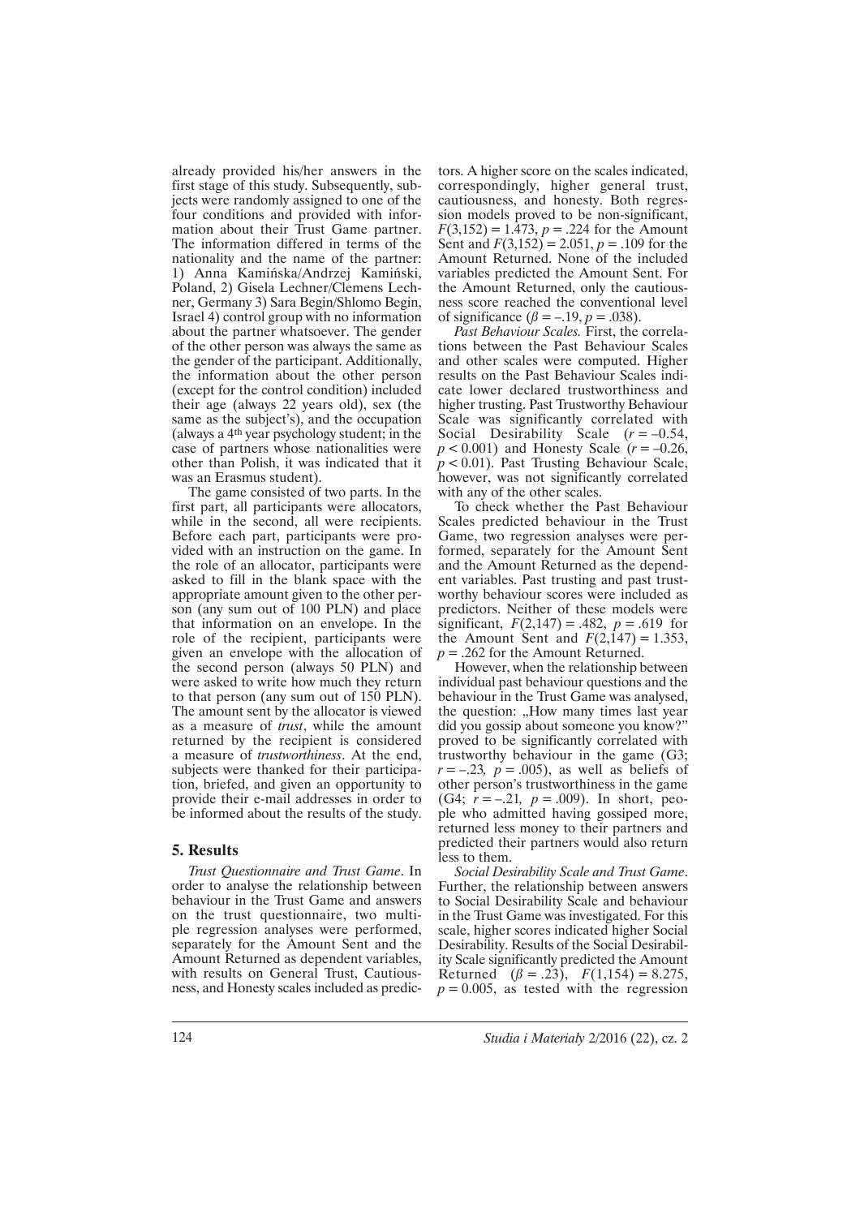already provided his/her answers in the first stage of this study. Subsequently, subjects were randomly assigned to one of the four conditions and provided with information about their Trust Game partner. The information differed in terms of the nationality and the name of the partner: 1) Anna Kamińska/Andrzej Kamiński, Poland, 2) Gisela Lechner/Clemens Lechner, Germany 3) Sara Begin/Shlomo Begin, Israel 4) control group with no information about the partner whatsoever. The gender of the other person was always the same as the gender of the participant. Additionally, the information about the other person (except for the control condition) included their age (always 22 years old), sex (the same as the subject's), and the occupation (always a 4th year psychology student; in the case of partners whose nationalities were other than Polish, it was indicated that it was an Erasmus student).

The game consisted of two parts. In the first part, all participants were allocators, while in the second, all were recipients. Before each part, participants were provided with an instruction on the game. In the role of an allocator, participants were asked to fill in the blank space with the appropriate amount given to the other person (any sum out of 100 PLN) and place that information on an envelope. In the role of the recipient, participants were given an envelope with the allocation of the second person (always 50 PLN) and were asked to write how much they return to that person (any sum out of 150 PLN). The amount sent by the allocator is viewed as a measure of *trust*, while the amount returned by the recipient is considered a measure of *trustworthiness*. At the end, subjects were thanked for their participation, briefed, and given an opportunity to provide their e-mail addresses in order to be informed about the results of the study.

## 5. Results

*Trust Questionnaire and Trust Game*. In order to analyse the relationship between behaviour in the Trust Game and answers on the trust questionnaire, two multiple regression analyses were performed, separately for the Amount Sent and the Amount Returned as dependent variables, with results on General Trust, Cautiousness, and Honesty scales included as predictors. A higher score on the scales indicated, correspondingly, higher general trust, cautiousness, and honesty. Both regression models proved to be non-significant, $F(3,152) = 1.473$, $p = .224$ for the Amount Sent and $F(3,152) = 2.051$, $p = .109$ for the Amount Returned. None of the included variables predicted the Amount Sent. For the Amount Returned, only the cautiousness score reached the conventional level of significance ($\beta = -.19$, $p = .038$).

*Past Behaviour Scales.* First, the correlations between the Past Behaviour Scales and other scales were computed. Higher results on the Past Behaviour Scales indicate lower declared trustworthiness and higher trusting. Past Trustworthy Behaviour Scale was significantly correlated with Social Desirability Scale ($r = -0.54$, $p < 0.001$) and Honesty Scale ($r = -0.26$, $p < 0.01$). Past Trusting Behaviour Scale, however, was not significantly correlated with any of the other scales.

To check whether the Past Behaviour Scales predicted behaviour in the Trust Game, two regression analyses were performed, separately for the Amount Sent and the Amount Returned as the dependent variables. Past trusting and past trustworthy behaviour scores were included as predictors. Neither of these models were significant, $F(2,147) = .482$, $p = .619$ for the Amount Sent and $F(2,147) = 1.353$, $p = .262$ for the Amount Returned.

However, when the relationship between individual past behaviour questions and the behaviour in the Trust Game was analysed, the question: „How many times last year did you gossip about someone you know?" proved to be significantly correlated with trustworthy behaviour in the game (G3; $r = -.23$, $p = .005$), as well as beliefs of other person's trustworthiness in the game (G4; $r = -.21$, $p = .009$). In short, people who admitted having gossiped more, returned less money to their partners and predicted their partners would also return less to them.

*Social Desirability Scale and Trust Game*. Further, the relationship between answers to Social Desirability Scale and behaviour in the Trust Game was investigated. For this scale, higher scores indicated higher Social Desirability. Results of the Social Desirability Scale significantly predicted the Amount Returned ($\beta = .23$), $F(1,154) = 8.275$, $p = 0.005$, as tested with the regression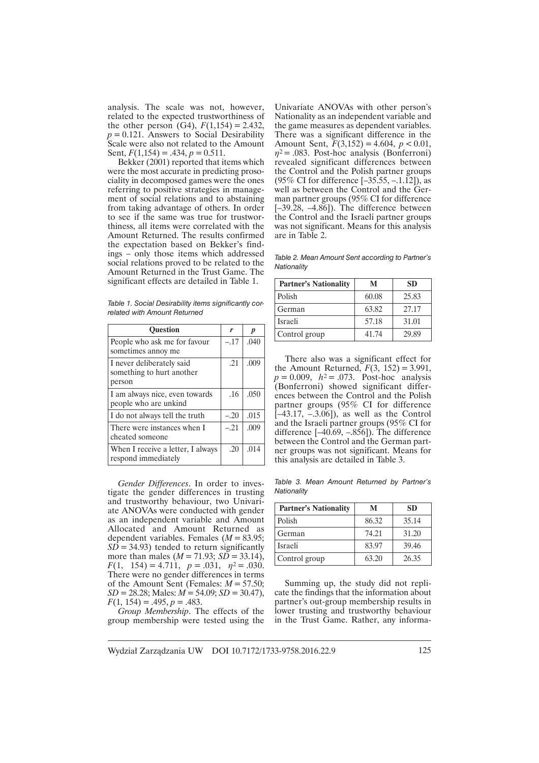analysis. The scale was not, however, related to the expected trustworthiness of the other person (G4), $F(1,154) = 2.432$, $p = 0.121$. Answers to Social Desirability Scale were also not related to the Amount Sent, $F(1,154) = .434$, $p = 0.511$.

Bekker (2001) reported that items which were the most accurate in predicting prosociality in decomposed games were the ones referring to positive strategies in management of social relations and to abstaining from taking advantage of others. In order to see if the same was true for trustworthiness, all items were correlated with the Amount Returned. The results confirmed the expectation based on Bekker's findings – only those items which addressed social relations proved to be related to the Amount Returned in the Trust Game. The significant effects are detailed in Table 1.

*Table 1. Social Desirability items significantly correlated with Amount Returned*

| Question | *r* | *p* |
|---|---|---|
| People who ask me for favour sometimes annoy me | –.17 | .040 |
| I never deliberately said something to hurt another person | .21 | .009 |
| I am always nice, even towards people who are unkind | .16 | .050 |
| I do not always tell the truth | –.20 | .015 |
| There were instances when I cheated someone | –.21 | .009 |
| When I receive a letter, I always respond immediately | .20 | .014 |

*Gender Differences*. In order to investigate the gender differences in trusting and trustworthy behaviour, two Univariate ANOVAs were conducted with gender as an independent variable and Amount Allocated and Amount Returned as dependent variables. Females ($M = 83.95$; $SD = 34.93$) tended to return significantly more than males ($M = 71.93$; $SD = 33.14$), $F(1, 154) = 4.711$, $p = .031$, $\eta^2 = .030$. There were no gender differences in terms of the Amount Sent (Females: $M = 57.50$; $SD = 28.28$; Males: $M = 54.09$; $SD = 30.47$), $F(1, 154) = .495$, $p = .483$.

*Group Membership*. The effects of the group membership were tested using the Univariate ANOVAs with other person's Nationality as an independent variable and the game measures as dependent variables. There was a significant difference in the Amount Sent, $F(3,152) = 4.604$, $p < 0.01$, $\eta^2 = .083$. Post-hoc analysis (Bonferroni) revealed significant differences between the Control and the Polish partner groups (95% CI for difference [–35.55, –1.12]), as well as between the Control and the German partner groups (95% CI for difference [–39.28, –4.86]). The difference between the Control and the Israeli partner groups was not significant. Means for this analysis are in Table 2.

*Table 2. Mean Amount Sent according to Partner's Nationality*

| Partner's Nationality | M | SD |
|---|---|---|
| Polish | 60.08 | 25.83 |
| German | 63.82 | 27.17 |
| Israeli | 57.18 | 31.01 |
| Control group | 41.74 | 29.89 |

There also was a significant effect for the Amount Returned, $F(3, 152) = 3.991$, $p = 0.009$, $h^2 = .073$. Post-hoc analysis (Bonferroni) showed significant differences between the Control and the Polish partner groups (95% CI for difference [–43.17, –3.06]), as well as the Control and the Israeli partner groups (95% CI for difference [–40.69, –.856]). The difference between the Control and the German partner groups was not significant. Means for this analysis are detailed in Table 3.

*Table 3. Mean Amount Returned by Partner's Nationality*

| Partner's Nationality | M | SD |
|---|---|---|
| Polish | 86.32 | 35.14 |
| German | 74.21 | 31.20 |
| Israeli | 83.97 | 39.46 |
| Control group | 63.20 | 26.35 |

Summing up, the study did not replicate the findings that the information about partner's out-group membership results in lower trusting and trustworthy behaviour in the Trust Game. Rather, any informa-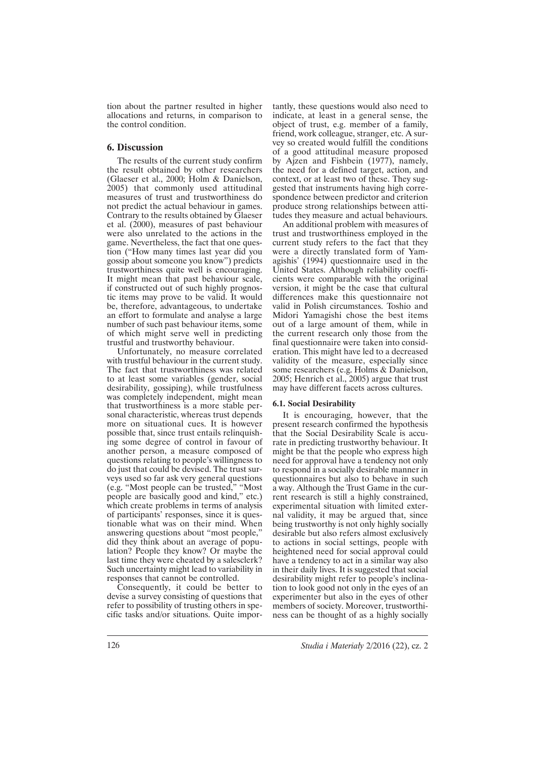tion about the partner resulted in higher allocations and returns, in comparison to the control condition.

## 6. Discussion

The results of the current study confirm the result obtained by other researchers (Glaeser et al., 2000; Holm & Danielson, 2005) that commonly used attitudinal measures of trust and trustworthiness do not predict the actual behaviour in games. Contrary to the results obtained by Glaeser et al. (2000), measures of past behaviour were also unrelated to the actions in the game. Nevertheless, the fact that one question ("How many times last year did you gossip about someone you know") predicts trustworthiness quite well is encouraging. It might mean that past behaviour scale, if constructed out of such highly prognostic items may prove to be valid. It would be, therefore, advantageous, to undertake an effort to formulate and analyse a large number of such past behaviour items, some of which might serve well in predicting trustful and trustworthy behaviour.

Unfortunately, no measure correlated with trustful behaviour in the current study. The fact that trustworthiness was related to at least some variables (gender, social desirability, gossiping), while trustfulness was completely independent, might mean that trustworthiness is a more stable personal characteristic, whereas trust depends more on situational cues. It is however possible that, since trust entails relinquishing some degree of control in favour of another person, a measure composed of questions relating to people's willingness to do just that could be devised. The trust surveys used so far ask very general questions (e.g. "Most people can be trusted," "Most people are basically good and kind," etc.) which create problems in terms of analysis of participants' responses, since it is questionable what was on their mind. When answering questions about "most people," did they think about an average of population? People they know? Or maybe the last time they were cheated by a salesclerk? Such uncertainty might lead to variability in responses that cannot be controlled.

Consequently, it could be better to devise a survey consisting of questions that refer to possibility of trusting others in specific tasks and/or situations. Quite importantly, these questions would also need to indicate, at least in a general sense, the object of trust, e.g. member of a family, friend, work colleague, stranger, etc. A survey so created would fulfill the conditions of a good attitudinal measure proposed by Ajzen and Fishbein (1977), namely, the need for a defined target, action, and context, or at least two of these. They suggested that instruments having high correspondence between predictor and criterion produce strong relationships between attitudes they measure and actual behaviours.

An additional problem with measures of trust and trustworthiness employed in the current study refers to the fact that they were a directly translated form of Yamagishis' (1994) questionnaire used in the United States. Although reliability coefficients were comparable with the original version, it might be the case that cultural differences make this questionnaire not valid in Polish circumstances. Toshio and Midori Yamagishi chose the best items out of a large amount of them, while in the current research only those from the final questionnaire were taken into consideration. This might have led to a decreased validity of the measure, especially since some researchers (e.g. Holms & Danielson, 2005; Henrich et al., 2005) argue that trust may have different facets across cultures.

### 6.1. Social Desirability

It is encouraging, however, that the present research confirmed the hypothesis that the Social Desirability Scale is accurate in predicting trustworthy behaviour. It might be that the people who express high need for approval have a tendency not only to respond in a socially desirable manner in questionnaires but also to behave in such a way. Although the Trust Game in the current research is still a highly constrained, experimental situation with limited external validity, it may be argued that, since being trustworthy is not only highly socially desirable but also refers almost exclusively to actions in social settings, people with heightened need for social approval could have a tendency to act in a similar way also in their daily lives. It is suggested that social desirability might refer to people's inclination to look good not only in the eyes of an experimenter but also in the eyes of other members of society. Moreover, trustworthiness can be thought of as a highly socially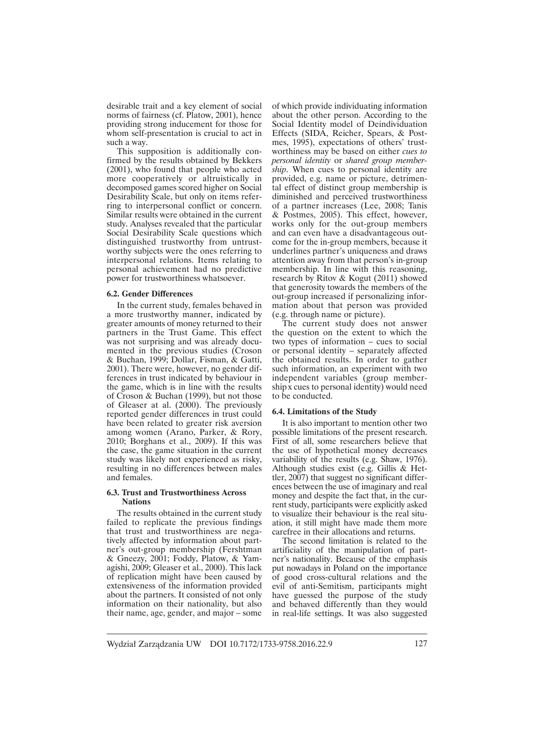desirable trait and a key element of social norms of fairness (cf. Platow, 2001), hence providing strong inducement for those for whom self-presentation is crucial to act in such a way.

This supposition is additionally confirmed by the results obtained by Bekkers (2001), who found that people who acted more cooperatively or altruistically in decomposed games scored higher on Social Desirability Scale, but only on items referring to interpersonal conflict or concern. Similar results were obtained in the current study. Analyses revealed that the particular Social Desirability Scale questions which distinguished trustworthy from untrustworthy subjects were the ones referring to interpersonal relations. Items relating to personal achievement had no predictive power for trustworthiness whatsoever.

### 6.2. Gender Differences

In the current study, females behaved in a more trustworthy manner, indicated by greater amounts of money returned to their partners in the Trust Game. This effect was not surprising and was already documented in the previous studies (Croson & Buchan, 1999; Dollar, Fisman, & Gatti, 2001). There were, however, no gender differences in trust indicated by behaviour in the game, which is in line with the results of Croson & Buchan (1999), but not those of Gleaser at al. (2000). The previously reported gender differences in trust could have been related to greater risk aversion among women (Arano, Parker, & Rory, 2010; Borghans et al., 2009). If this was the case, the game situation in the current study was likely not experienced as risky, resulting in no differences between males and females.

### 6.3. Trust and Trustworthiness Across Nations

The results obtained in the current study failed to replicate the previous findings that trust and trustworthiness are negatively affected by information about partner's out-group membership (Fershtman & Gneezy, 2001; Foddy, Platow, & Yamagishi, 2009; Gleaser et al., 2000). This lack of replication might have been caused by extensiveness of the information provided about the partners. It consisted of not only information on their nationality, but also their name, age, gender, and major – some of which provide individuating information about the other person. According to the Social Identity model of Deindividuation Effects (SIDA, Reicher, Spears, & Postmes, 1995), expectations of others' trustworthiness may be based on either *cues to personal identity* or *shared group membership*. When cues to personal identity are provided, e.g. name or picture, detrimental effect of distinct group membership is diminished and perceived trustworthiness of a partner increases (Lee, 2008; Tanis & Postmes, 2005). This effect, however, works only for the out-group members and can even have a disadvantageous outcome for the in-group members, because it underlines partner's uniqueness and draws attention away from that person's in-group membership. In line with this reasoning, research by Ritov & Kogut (2011) showed that generosity towards the members of the out-group increased if personalizing information about that person was provided (e.g. through name or picture).

The current study does not answer the question on the extent to which the two types of information – cues to social or personal identity – separately affected the obtained results. In order to gather such information, an experiment with two independent variables (group membership x cues to personal identity) would need to be conducted.

### 6.4. Limitations of the Study

It is also important to mention other two possible limitations of the present research. First of all, some researchers believe that the use of hypothetical money decreases variability of the results (e.g. Shaw, 1976). Although studies exist (e.g. Gillis & Hettler, 2007) that suggest no significant differences between the use of imaginary and real money and despite the fact that, in the current study, participants were explicitly asked to visualize their behaviour is the real situation, it still might have made them more carefree in their allocations and returns.

The second limitation is related to the artificiality of the manipulation of partner's nationality. Because of the emphasis put nowadays in Poland on the importance of good cross-cultural relations and the evil of anti-Semitism, participants might have guessed the purpose of the study and behaved differently than they would in real-life settings. It was also suggested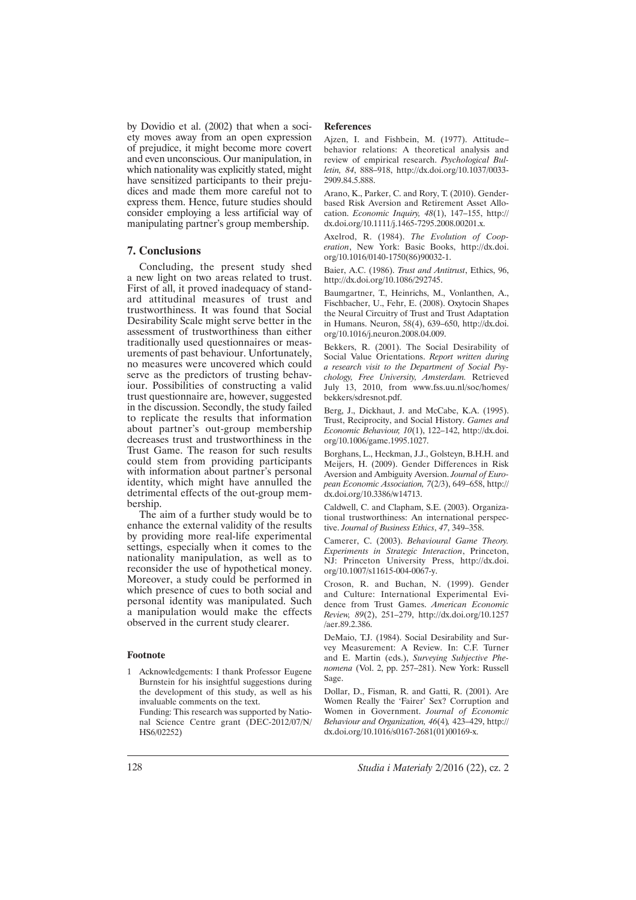by Dovidio et al. (2002) that when a society moves away from an open expression of prejudice, it might become more covert and even unconscious. Our manipulation, in which nationality was explicitly stated, might have sensitized participants to their prejudices and made them more careful not to express them. Hence, future studies should consider employing a less artificial way of manipulating partner's group membership.

## 7. Conclusions

Concluding, the present study shed a new light on two areas related to trust. First of all, it proved inadequacy of standard attitudinal measures of trust and trustworthiness. It was found that Social Desirability Scale might serve better in the assessment of trustworthiness than either traditionally used questionnaires or measurements of past behaviour. Unfortunately, no measures were uncovered which could serve as the predictors of trusting behaviour. Possibilities of constructing a valid trust questionnaire are, however, suggested in the discussion. Secondly, the study failed to replicate the results that information about partner's out-group membership decreases trust and trustworthiness in the Trust Game. The reason for such results could stem from providing participants with information about partner's personal identity, which might have annulled the detrimental effects of the out-group membership.

The aim of a further study would be to enhance the external validity of the results by providing more real-life experimental settings, especially when it comes to the nationality manipulation, as well as to reconsider the use of hypothetical money. Moreover, a study could be performed in which presence of cues to both social and personal identity was manipulated. Such a manipulation would make the effects observed in the current study clearer.

### Footnote

1 Acknowledgements: I thank Professor Eugene Burnstein for his insightful suggestions during the development of this study, as well as his invaluable comments on the text.
Funding: This research was supported by National Science Centre grant (DEC-2012/07/N/HS6/02252)

### References

Ajzen, I. and Fishbein, M. (1977). Attitude–behavior relations: A theoretical analysis and review of empirical research. *Psychological Bulletin, 84*, 888–918, http://dx.doi.org/10.1037/0033-2909.84.5.888.

Arano, K., Parker, C. and Rory, T. (2010). Gender-based Risk Aversion and Retirement Asset Allocation. *Economic Inquiry, 48*(1), 147–155, http://dx.doi.org/10.1111/j.1465-7295.2008.00201.x.

Axelrod, R. (1984). *The Evolution of Cooperation*, New York: Basic Books, http://dx.doi.org/10.1016/0140-1750(86)90032-1.

Baier, A.C. (1986). *Trust and Antitrust*, Ethics, 96, http://dx.doi.org/10.1086/292745.

Baumgartner, T., Heinrichs, M., Vonlanthen, A., Fischbacher, U., Fehr, E. (2008). Oxytocin Shapes the Neural Circuitry of Trust and Trust Adaptation in Humans. Neuron, 58(4), 639–650, http://dx.doi.org/10.1016/j.neuron.2008.04.009.

Bekkers, R. (2001). The Social Desirability of Social Value Orientations. *Report written during a research visit to the Department of Social Psychology, Free University, Amsterdam.* Retrieved July 13, 2010, from www.fss.uu.nl/soc/homes/bekkers/sdresnot.pdf.

Berg, J., Dickhaut, J. and McCabe, K.A. (1995). Trust, Reciprocity, and Social History. *Games and Economic Behaviour, 10*(1), 122–142, http://dx.doi.org/10.1006/game.1995.1027.

Borghans, L., Heckman, J.J., Golsteyn, B.H.H. and Meijers, H. (2009). Gender Differences in Risk Aversion and Ambiguity Aversion. *Journal of European Economic Association, 7*(2/3), 649–658, http://dx.doi.org/10.3386/w14713.

Caldwell, C. and Clapham, S.E. (2003). Organizational trustworthiness: An international perspective. *Journal of Business Ethics*, *47*, 349–358.

Camerer, C. (2003). *Behavioural Game Theory. Experiments in Strategic Interaction*, Princeton, NJ: Princeton University Press, http://dx.doi.org/10.1007/s11615-004-0067-y.

Croson, R. and Buchan, N. (1999). Gender and Culture: International Experimental Evidence from Trust Games. *American Economic Review, 89*(2), 251–279, http://dx.doi.org/10.1257/aer.89.2.386.

DeMaio, T.J. (1984). Social Desirability and Survey Measurement: A Review. In: C.F. Turner and E. Martin (eds.), *Surveying Subjective Phenomena* (Vol. 2, pp. 257–281). New York: Russell Sage.

Dollar, D., Fisman, R. and Gatti, R. (2001). Are Women Really the 'Fairer' Sex? Corruption and Women in Government. *Journal of Economic Behaviour and Organization, 46*(4)*,* 423–429, http://dx.doi.org/10.1016/s0167-2681(01)00169-x.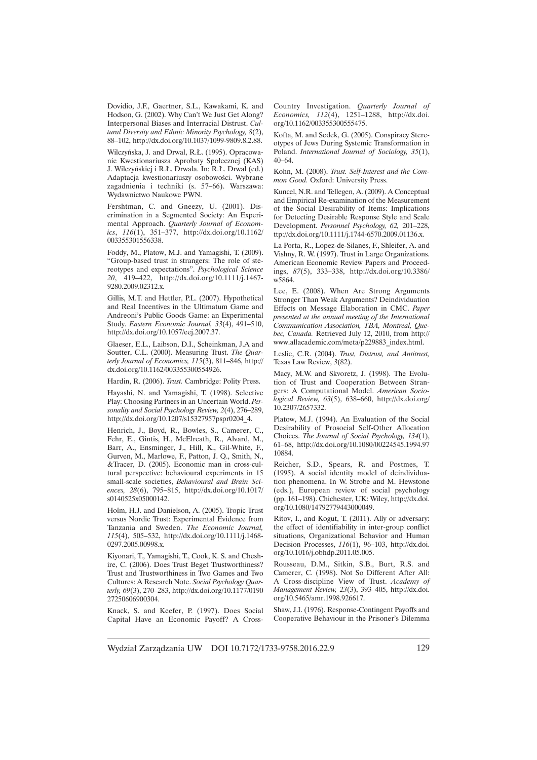Dovidio, J.F., Gaertner, S.L., Kawakami, K. and Hodson, G. (2002). Why Can't We Just Get Along? Interpersonal Biases and Interracial Distrust. *Cultural Diversity and Ethnic Minority Psychology, 8*(2), 88–102, http://dx.doi.org/10.1037/1099-9809.8.2.88.

Wilczyńska, J. and Drwal, R.Ł. (1995). Opracowanie Kwestionariusza Aprobaty Społecznej (KAS) J. Wilczyńskiej i R.Ł. Drwala. In: R.Ł. Drwal (ed.) Adaptacja kwestionariuszy osobowości. Wybrane zagadnienia i techniki (s. 57–66). Warszawa: Wydawnictwo Naukowe PWN.

Fershtman, C. and Gneezy, U. (2001). Discrimination in a Segmented Society: An Experimental Approach. *Quarterly Journal of Economics*, *116*(1), 351–377, http://dx.doi.org/10.1162/003355301556338.

Foddy, M., Platow, M.J. and Yamagishi, T. (2009). "Group-based trust in strangers: The role of stereotypes and expectations". *Psychological Science 20*, 419–422, http://dx.doi.org/10.1111/j.1467-9280.2009.02312.x.

Gillis, M.T. and Hettler, P.L. (2007). Hypothetical and Real Incentives in the Ultimatum Game and Andreoni's Public Goods Game: an Experimental Study. *Eastern Economic Journal, 33*(4), 491–510, http://dx.doi.org/10.1057/eej.2007.37.

Glaeser, E.L., Laibson, D.I., Scheinkman, J.A and Soutter, C.L. (2000). Measuring Trust. *The Quarterly Journal of Economics, 115*(3), 811–846, http://dx.doi.org/10.1162/003355300554926.

Hardin, R. (2006). *Trust.* Cambridge: Polity Press.

Hayashi, N. and Yamagishi, T. (1998). Selective Play: Choosing Partners in an Uncertain World. *Personality and Social Psychology Review, 2*(4), 276–289, http://dx.doi.org/10.1207/s15327957pspr0204_4.

Henrich, J., Boyd, R., Bowles, S., Camerer, C., Fehr, E., Gintis, H., McElreath, R., Alvard, M., Barr, A., Ensminger, J., Hill, K., Gil-White, F., Gurven, M., Marlowe, F., Patton, J. Q., Smith, N., &Tracer, D. (2005). Economic man in cross-cultural perspective: behavioural experiments in 15 small-scale societies, *Behavioural and Brain Sciences, 28*(6), 795–815, http://dx.doi.org/10.1017/s0140525x05000142.

Holm, H.J. and Danielson, A. (2005). Tropic Trust versus Nordic Trust: Experimental Evidence from Tanzania and Sweden. *The Economic Journal, 115*(4), 505–532, http://dx.doi.org/10.1111/j.1468-0297.2005.00998.x.

Kiyonari, T., Yamagishi, T., Cook, K. S. and Cheshire, C. (2006). Does Trust Beget Trustworthiness? Trust and Trustworthiness in Two Games and Two Cultures: A Research Note. *Social Psychology Quarterly, 69*(3), 270–283, http://dx.doi.org/10.1177/019027250606900304.

Knack, S. and Keefer, P. (1997). Does Social Capital Have an Economic Payoff? A Cross-Country Investigation. *Quarterly Journal of Economics, 112*(4), 1251–1288, http://dx.doi.org/10.1162/003355300555475.

Kofta, M. and Sedek, G. (2005). Conspiracy Stereotypes of Jews During Systemic Transformation in Poland. *International Journal of Sociology, 35*(1), 40–64.

Kohn, M. (2008). *Trust. Self-Interest and the Common Good.* Oxford: University Press.

Kuncel, N.R. and Tellegen, A. (2009). A Conceptual and Empirical Re-examination of the Measurement of the Social Desirability of Items: Implications for Detecting Desirable Response Style and Scale Development. *Personnel Psychology, 62,* 201–228, ttp://dx.doi.org/10.1111/j.1744-6570.2009.01136.x.

La Porta, R., Lopez-de-Silanes, F., Shleifer, A. and Vishny, R. W. (1997). Trust in Large Organizations. American Economic Review Papers and Proceedings, *87*(5), 333–338, http://dx.doi.org/10.3386/w5864.

Lee, E. (2008). When Are Strong Arguments Stronger Than Weak Arguments? Deindividuation Effects on Message Elaboration in CMC. *Paper presented at the annual meeting of the International Communication Association, TBA, Montreal, Quebec, Canada.* Retrieved July 12, 2010, from http://www.allacademic.com/meta/p229883_index.html.

Leslie, C.R. (2004). *Trust, Distrust, and Antitrust,* Texas Law Review, *3*(82).

Macy, M.W. and Skvoretz, J. (1998). The Evolution of Trust and Cooperation Between Strangers: A Computational Model. *American Sociological Review, 63*(5), 638–660, http://dx.doi.org/10.2307/2657332.

Platow, M.J. (1994). An Evaluation of the Social Desirability of Prosocial Self-Other Allocation Choices. *The Journal of Social Psychology, 134*(1), 61–68, http://dx.doi.org/10.1080/00224545.1994.9710884.

Reicher, S.D., Spears, R. and Postmes, T. (1995). A social identity model of deindividuation phenomena. In W. Strobe and M. Hewstone (eds.), European review of social psychology (pp. 161–198). Chichester, UK: Wiley, http://dx.doi.org/10.1080/14792779443000049.

Ritov, I., and Kogut, T. (2011). Ally or adversary: the effect of identifiability in inter-group conflict situations, Organizational Behavior and Human Decision Processes, *116*(1), 96–103, http://dx.doi.org/10.1016/j.obhdp.2011.05.005.

Rousseau, D.M., Sitkin, S.B., Burt, R.S. and Camerer, C. (1998). Not So Different After All: A Cross-discipline View of Trust. *Academy of Management Review, 23*(3), 393–405, http://dx.doi.org/10.5465/amr.1998.926617.

Shaw, J.I. (1976). Response-Contingent Payoffs and Cooperative Behaviour in the Prisoner's Dilemma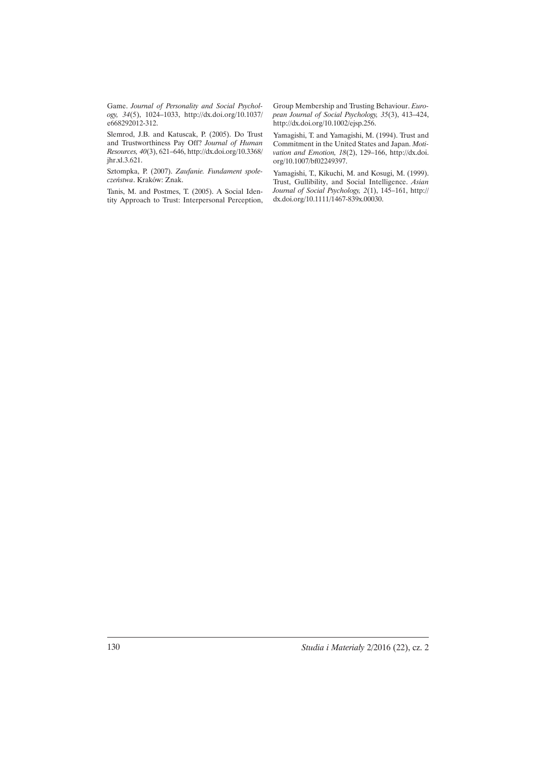Game. *Journal of Personality and Social Psychology, 34*(5), 1024–1033, http://dx.doi.org/10.1037/e668292012-312.

Slemrod, J.B. and Katuscak, P. (2005). Do Trust and Trustworthiness Pay Off? *Journal of Human Resources, 40*(3), 621–646, http://dx.doi.org/10.3368/jhr.xl.3.621.

Sztompka, P. (2007). *Zaufanie. Fundament społeczeństwa*. Kraków: Znak.

Tanis, M. and Postmes, T. (2005). A Social Identity Approach to Trust: Interpersonal Perception, Group Membership and Trusting Behaviour. *European Journal of Social Psychology, 35*(3), 413–424, http://dx.doi.org/10.1002/ejsp.256.

Yamagishi, T. and Yamagishi, M. (1994). Trust and Commitment in the United States and Japan. *Motivation and Emotion, 18*(2), 129–166, http://dx.doi.org/10.1007/bf02249397.

Yamagishi, T., Kikuchi, M. and Kosugi, M. (1999). Trust, Gullibility, and Social Intelligence. *Asian Journal of Social Psychology, 2*(1), 145–161, http://dx.doi.org/10.1111/1467-839x.00030.